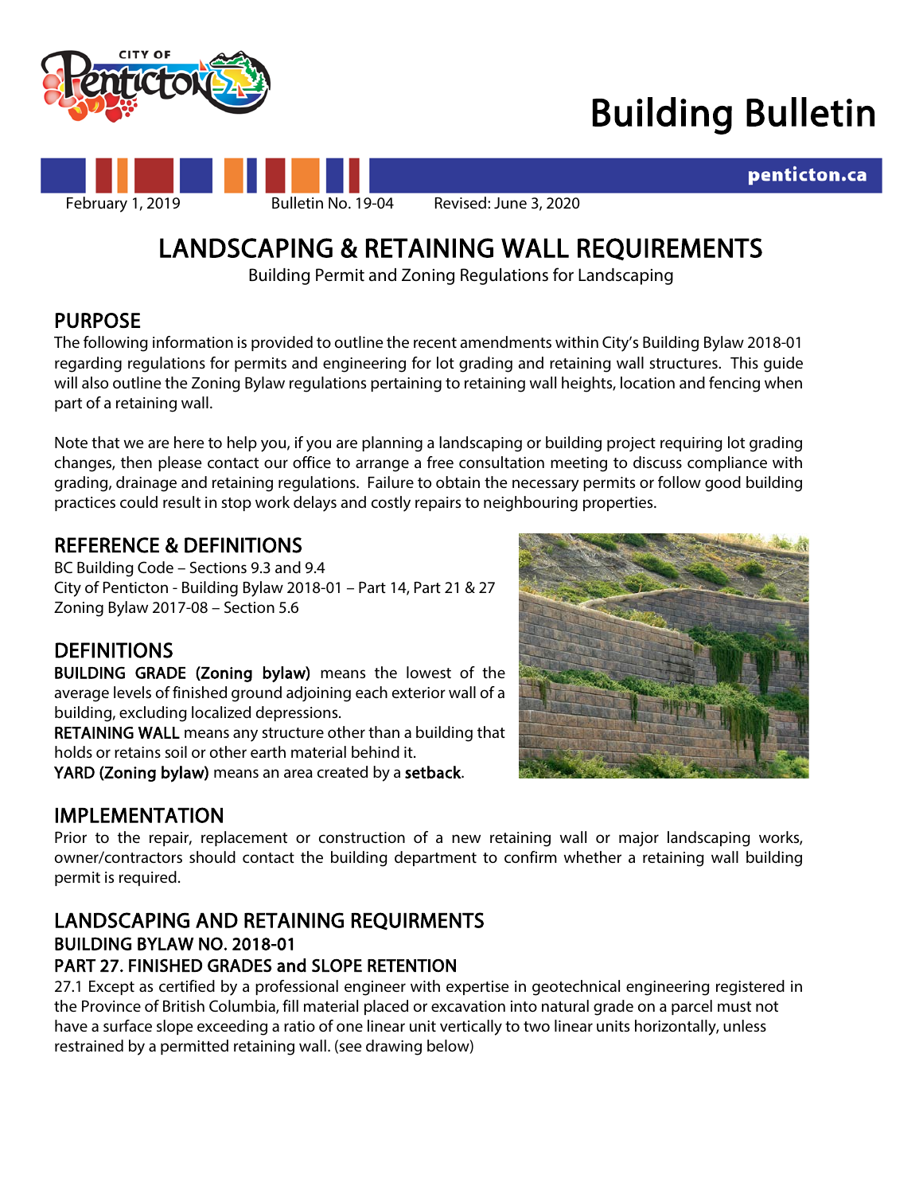# Building Bulletin

penticton.ca

February 1, 2019 Bulletin No. 19-04 Revised: June 3, 2020

# LANDSCAPING & RETAINING WALL REQUIREMENTS

Building Permit and Zoning Regulations for Landscaping

## PURPOSE

The following information is provided to outline the recent amendments within City's Building Bylaw 2018-01 regarding regulations for permits and engineering for lot grading and retaining wall structures. This guide will also outline the Zoning Bylaw regulations pertaining to retaining wall heights, location and fencing when part of a retaining wall.

Note that we are here to help you, if you are planning a landscaping or building project requiring lot grading changes, then please contact our office to arrange a free consultation meeting to discuss compliance with grading, drainage and retaining regulations. Failure to obtain the necessary permits or follow good building practices could result in stop work delays and costly repairs to neighbouring properties.

## REFERENCE & DEFINITIONS

BC Building Code – Sections 9.3 and 9.4
City of Penticton - Building Bylaw 2018-01 – Part 14, Part 21 & 27
Zoning Bylaw 2017-08 – Section 5.6

## DEFINITIONS

**BUILDING GRADE (Zoning bylaw)** means the lowest of the average levels of finished ground adjoining each exterior wall of a building, excluding localized depressions.
**RETAINING WALL** means any structure other than a building that holds or retains soil or other earth material behind it.
**YARD (Zoning bylaw)** means an area created by a **setback**.

## IMPLEMENTATION

Prior to the repair, replacement or construction of a new retaining wall or major landscaping works, owner/contractors should contact the building department to confirm whether a retaining wall building permit is required.

## LANDSCAPING AND RETAINING REQUIRMENTS

### BUILDING BYLAW NO. 2018-01

### PART 27. FINISHED GRADES and SLOPE RETENTION

27.1 Except as certified by a professional engineer with expertise in geotechnical engineering registered in the Province of British Columbia, fill material placed or excavation into natural grade on a parcel must not have a surface slope exceeding a ratio of one linear unit vertically to two linear units horizontally, unless restrained by a permitted retaining wall. (see drawing below)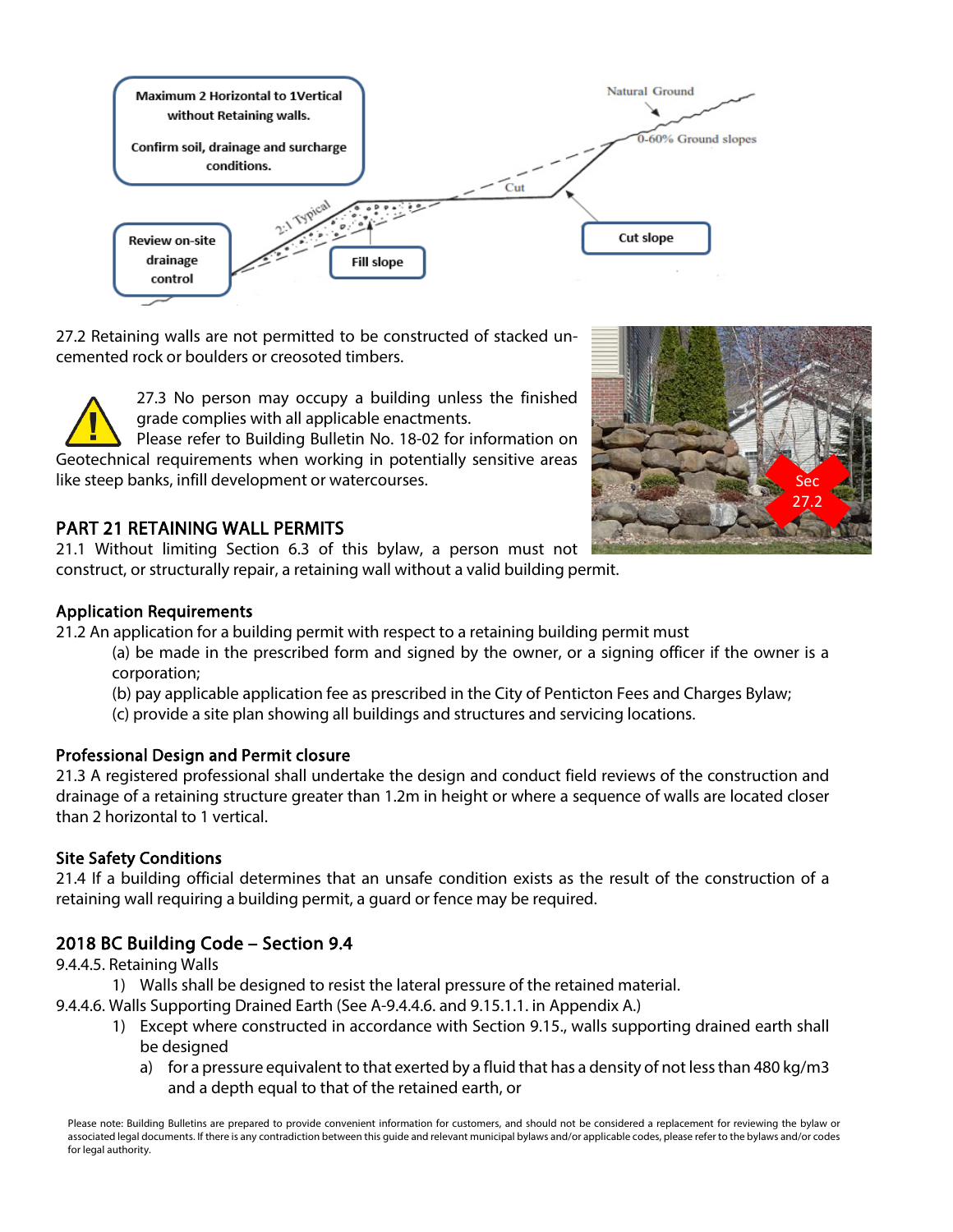Maximum 2 Horizontal to 1Vertical without Retaining walls.

Confirm soil, drainage and surcharge conditions.

Review on-site drainage control

Fill slope

Cut slope

27.2 Retaining walls are not permitted to be constructed of stacked un-cemented rock or boulders or creosoted timbers.

27.3 No person may occupy a building unless the finished grade complies with all applicable enactments.

Please refer to Building Bulletin No. 18-02 for information on Geotechnical requirements when working in potentially sensitive areas like steep banks, infill development or watercourses.

## PART 21 RETAINING WALL PERMITS

21.1 Without limiting Section 6.3 of this bylaw, a person must not construct, or structurally repair, a retaining wall without a valid building permit.

### Application Requirements

21.2 An application for a building permit with respect to a retaining building permit must

- (a) be made in the prescribed form and signed by the owner, or a signing officer if the owner is a corporation;
- (b) pay applicable application fee as prescribed in the City of Penticton Fees and Charges Bylaw;
- (c) provide a site plan showing all buildings and structures and servicing locations.

### Professional Design and Permit closure

21.3 A registered professional shall undertake the design and conduct field reviews of the construction and drainage of a retaining structure greater than 1.2m in height or where a sequence of walls are located closer than 2 horizontal to 1 vertical.

### Site Safety Conditions

21.4 If a building official determines that an unsafe condition exists as the result of the construction of a retaining wall requiring a building permit, a guard or fence may be required.

## 2018 BC Building Code – Section 9.4

9.4.4.5. Retaining Walls

1) Walls shall be designed to resist the lateral pressure of the retained material.

9.4.4.6. Walls Supporting Drained Earth (See A-9.4.4.6. and 9.15.1.1. in Appendix A.)

1) Except where constructed in accordance with Section 9.15., walls supporting drained earth shall be designed
   a) for a pressure equivalent to that exerted by a fluid that has a density of not less than 480 kg/m3 and a depth equal to that of the retained earth, or

Please note: Building Bulletins are prepared to provide convenient information for customers, and should not be considered a replacement for reviewing the bylaw or associated legal documents. If there is any contradiction between this guide and relevant municipal bylaws and/or applicable codes, please refer to the bylaws and/or codes for legal authority.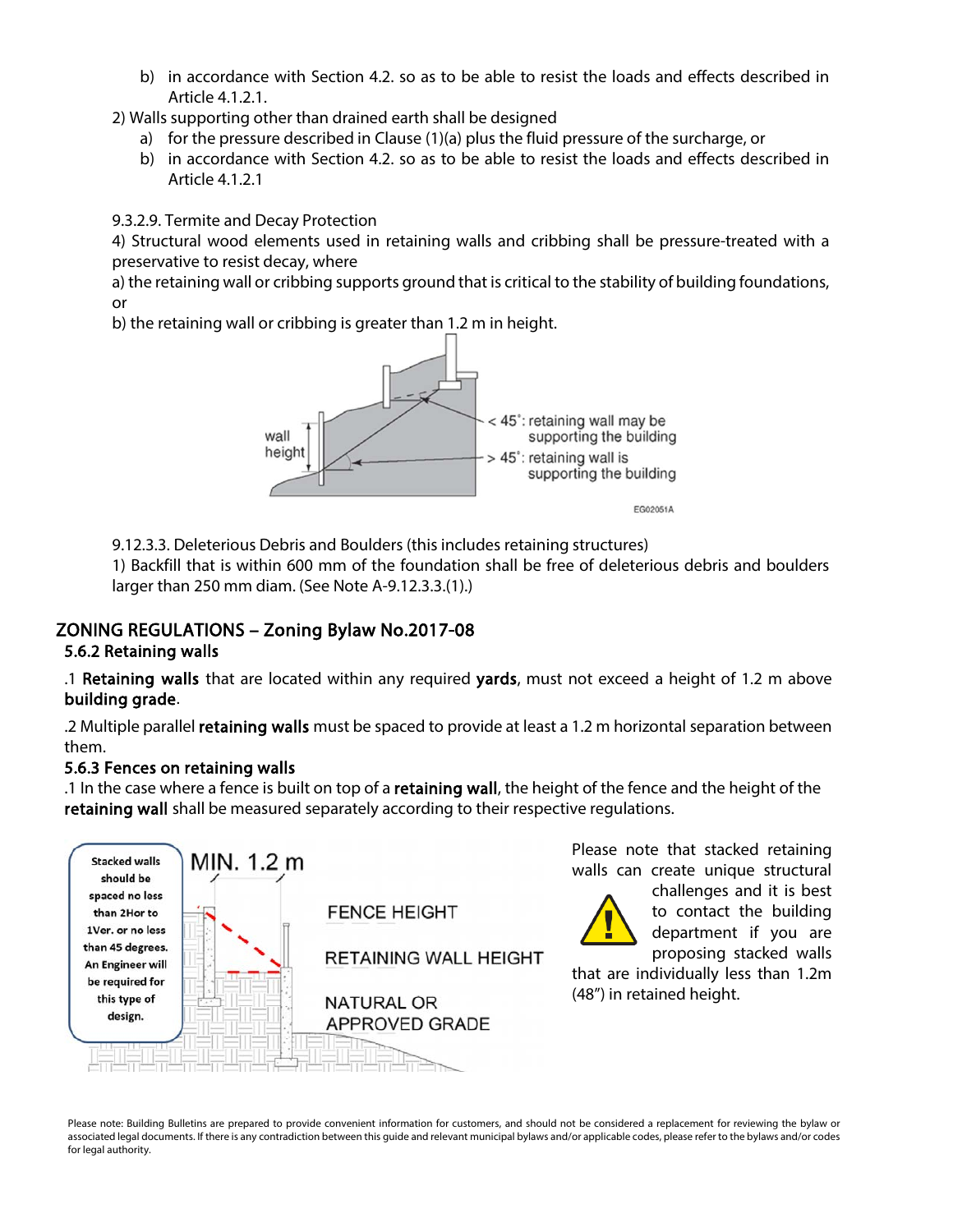b) in accordance with Section 4.2. so as to be able to resist the loads and effects described in Article 4.1.2.1.

2) Walls supporting other than drained earth shall be designed

a) for the pressure described in Clause (1)(a) plus the fluid pressure of the surcharge, or
b) in accordance with Section 4.2. so as to be able to resist the loads and effects described in Article 4.1.2.1

9.3.2.9. Termite and Decay Protection

4) Structural wood elements used in retaining walls and cribbing shall be pressure-treated with a preservative to resist decay, where

a) the retaining wall or cribbing supports ground that is critical to the stability of building foundations, or

b) the retaining wall or cribbing is greater than 1.2 m in height.

wall height

< 45˚: retaining wall may be supporting the building

> 45˚: retaining wall is supporting the building

EG02051A

9.12.3.3. Deleterious Debris and Boulders (this includes retaining structures)

1) Backfill that is within 600 mm of the foundation shall be free of deleterious debris and boulders larger than 250 mm diam. (See Note A-9.12.3.3.(1).)

## ZONING REGULATIONS – Zoning Bylaw No.2017-08

### 5.6.2 Retaining walls

.1 **Retaining walls** that are located within any required **yards**, must not exceed a height of 1.2 m above **building grade**.

.2 Multiple parallel **retaining walls** must be spaced to provide at least a 1.2 m horizontal separation between them.

### 5.6.3 Fences on retaining walls

.1 In the case where a fence is built on top of a **retaining wall**, the height of the fence and the height of the **retaining wall** shall be measured separately according to their respective regulations.

Stacked walls should be spaced no less than 2Hor to 1Ver. or no less than 45 degrees. An Engineer will be required for this type of design.

MIN. 1.2 m

FENCE HEIGHT

RETAINING WALL HEIGHT

NATURAL OR APPROVED GRADE

Please note that stacked retaining walls can create unique structural challenges and it is best to contact the building department if you are proposing stacked walls that are individually less than 1.2m (48") in retained height.

Please note: Building Bulletins are prepared to provide convenient information for customers, and should not be considered a replacement for reviewing the bylaw or associated legal documents. If there is any contradiction between this guide and relevant municipal bylaws and/or applicable codes, please refer to the bylaws and/or codes for legal authority.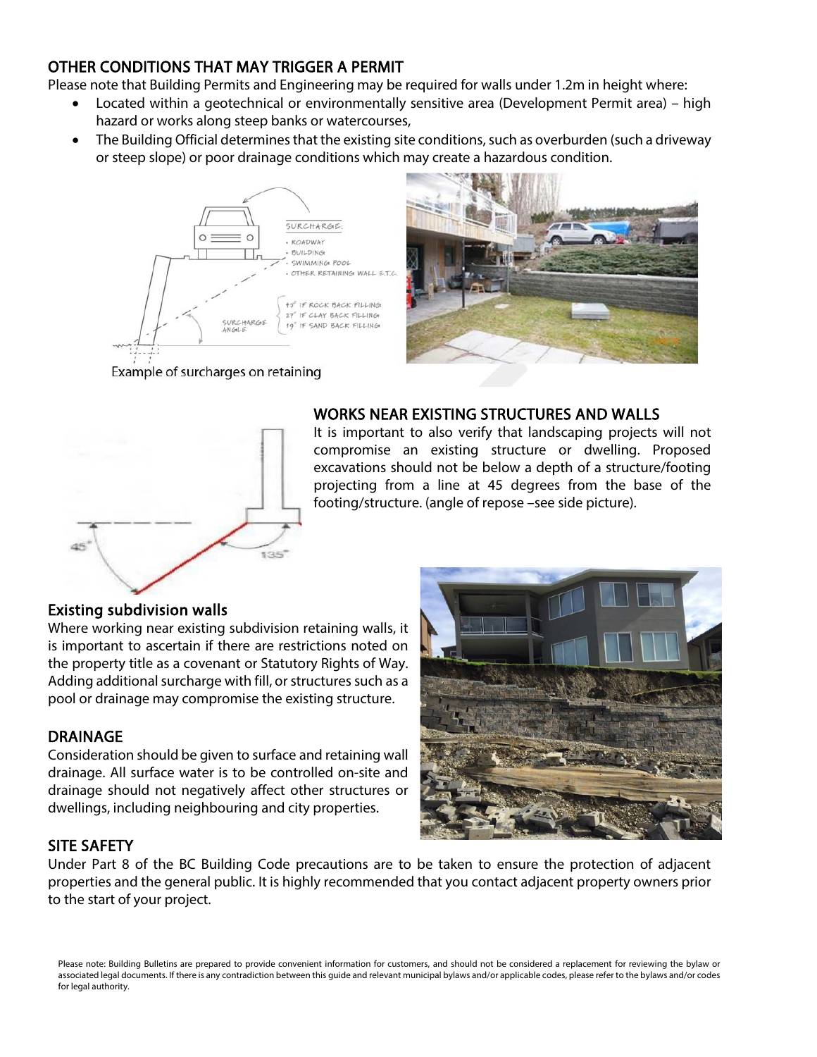## OTHER CONDITIONS THAT MAY TRIGGER A PERMIT

Please note that Building Permits and Engineering may be required for walls under 1.2m in height where:

- Located within a geotechnical or environmentally sensitive area (Development Permit area) – high hazard or works along steep banks or watercourses,
- The Building Official determines that the existing site conditions, such as overburden (such a driveway or steep slope) or poor drainage conditions which may create a hazardous condition.

Example of surcharges on retaining

## WORKS NEAR EXISTING STRUCTURES AND WALLS

It is important to also verify that landscaping projects will not compromise an existing structure or dwelling. Proposed excavations should not be below a depth of a structure/footing projecting from a line at 45 degrees from the base of the footing/structure. (angle of repose –see side picture).

## Existing subdivision walls

Where working near existing subdivision retaining walls, it is important to ascertain if there are restrictions noted on the property title as a covenant or Statutory Rights of Way. Adding additional surcharge with fill, or structures such as a pool or drainage may compromise the existing structure.

## DRAINAGE

Consideration should be given to surface and retaining wall drainage. All surface water is to be controlled on-site and drainage should not negatively affect other structures or dwellings, including neighbouring and city properties.

## SITE SAFETY

Under Part 8 of the BC Building Code precautions are to be taken to ensure the protection of adjacent properties and the general public. It is highly recommended that you contact adjacent property owners prior to the start of your project.

Please note: Building Bulletins are prepared to provide convenient information for customers, and should not be considered a replacement for reviewing the bylaw or associated legal documents. If there is any contradiction between this guide and relevant municipal bylaws and/or applicable codes, please refer to the bylaws and/or codes for legal authority.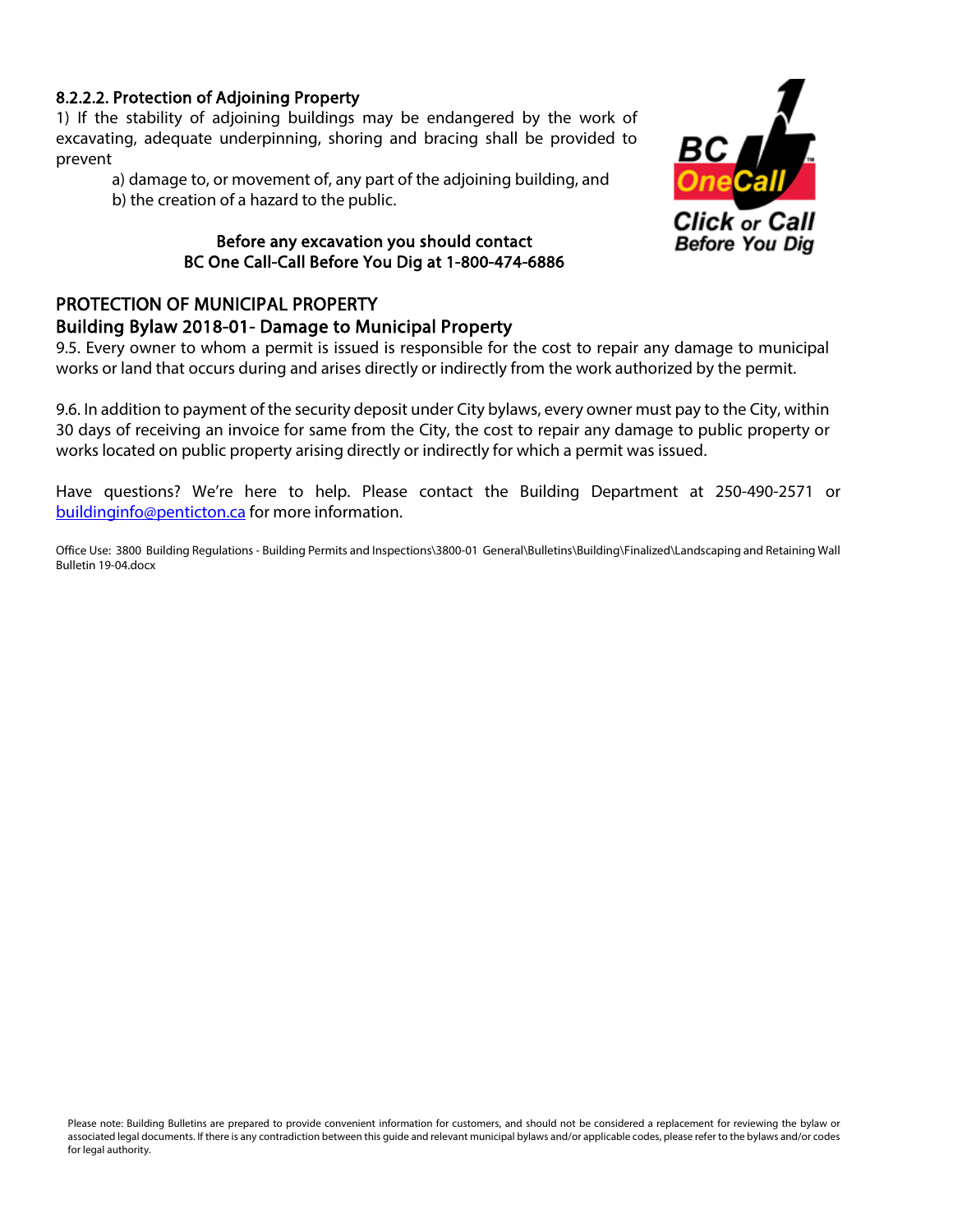### 8.2.2.2. Protection of Adjoining Property

1) If the stability of adjoining buildings may be endangered by the work of excavating, adequate underpinning, shoring and bracing shall be provided to prevent

a) damage to, or movement of, any part of the adjoining building, and
b) the creation of a hazard to the public.

BC OneCall
Click or Call
Before You Dig

**Before any excavation you should contact BC One Call-Call Before You Dig at 1-800-474-6886**

## PROTECTION OF MUNICIPAL PROPERTY

### Building Bylaw 2018-01- Damage to Municipal Property

9.5. Every owner to whom a permit is issued is responsible for the cost to repair any damage to municipal works or land that occurs during and arises directly or indirectly from the work authorized by the permit.

9.6. In addition to payment of the security deposit under City bylaws, every owner must pay to the City, within 30 days of receiving an invoice for same from the City, the cost to repair any damage to public property or works located on public property arising directly or indirectly for which a permit was issued.

Have questions? We're here to help. Please contact the Building Department at 250-490-2571 or buildinginfo@penticton.ca for more information.

Office Use: 3800 Building Regulations - Building Permits and Inspections\3800-01 General\Bulletins\Building\Finalized\Landscaping and Retaining Wall Bulletin 19-04.docx

Please note: Building Bulletins are prepared to provide convenient information for customers, and should not be considered a replacement for reviewing the bylaw or associated legal documents. If there is any contradiction between this guide and relevant municipal bylaws and/or applicable codes, please refer to the bylaws and/or codes for legal authority.